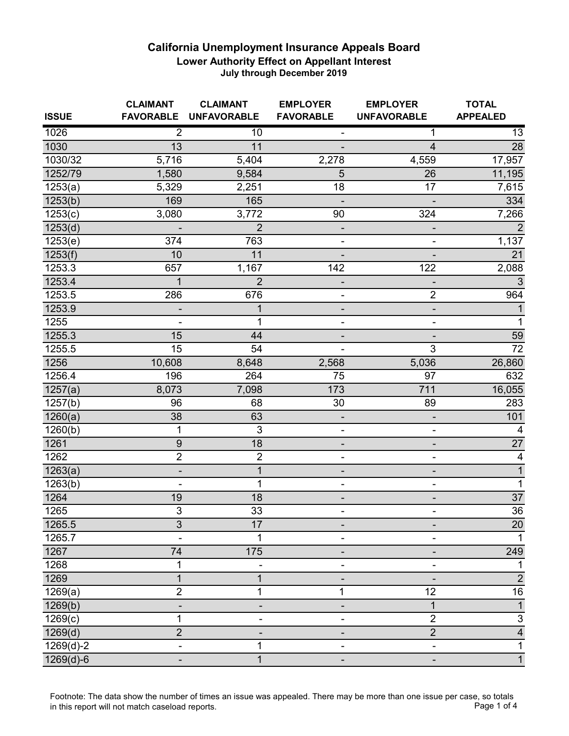# California Unemployment Insurance Appeals Board

## Lower Authority Effect on Appellant Interest

### July through December 2019

| ISSUE | CLAIMANT FAVORABLE | CLAIMANT UNFAVORABLE | EMPLOYER FAVORABLE | EMPLOYER UNFAVORABLE | TOTAL APPEALED |
|---|---|---|---|---|---|
| 1026 | 2 | 10 | - | 1 | 13 |
| 1030 | 13 | 11 | - | 4 | 28 |
| 1030/32 | 5,716 | 5,404 | 2,278 | 4,559 | 17,957 |
| 1252/79 | 1,580 | 9,584 | 5 | 26 | 11,195 |
| 1253(a) | 5,329 | 2,251 | 18 | 17 | 7,615 |
| 1253(b) | 169 | 165 | - | - | 334 |
| 1253(c) | 3,080 | 3,772 | 90 | 324 | 7,266 |
| 1253(d) | - | 2 | - | - | 2 |
| 1253(e) | 374 | 763 | - | - | 1,137 |
| 1253(f) | 10 | 11 | - | - | 21 |
| 1253.3 | 657 | 1,167 | 142 | 122 | 2,088 |
| 1253.4 | 1 | 2 | - | - | 3 |
| 1253.5 | 286 | 676 | - | 2 | 964 |
| 1253.9 | - | 1 | - | - | 1 |
| 1255 | - | 1 | - | - | 1 |
| 1255.3 | 15 | 44 | - | - | 59 |
| 1255.5 | 15 | 54 | - | 3 | 72 |
| 1256 | 10,608 | 8,648 | 2,568 | 5,036 | 26,860 |
| 1256.4 | 196 | 264 | 75 | 97 | 632 |
| 1257(a) | 8,073 | 7,098 | 173 | 711 | 16,055 |
| 1257(b) | 96 | 68 | 30 | 89 | 283 |
| 1260(a) | 38 | 63 | - | - | 101 |
| 1260(b) | 1 | 3 | - | - | 4 |
| 1261 | 9 | 18 | - | - | 27 |
| 1262 | 2 | 2 | - | - | 4 |
| 1263(a) | - | 1 | - | - | 1 |
| 1263(b) | - | 1 | - | - | 1 |
| 1264 | 19 | 18 | - | - | 37 |
| 1265 | 3 | 33 | - | - | 36 |
| 1265.5 | 3 | 17 | - | - | 20 |
| 1265.7 | - | 1 | - | - | 1 |
| 1267 | 74 | 175 | - | - | 249 |
| 1268 | 1 | - | - | - | 1 |
| 1269 | 1 | 1 | - | - | 2 |
| 1269(a) | 2 | 1 | 1 | 12 | 16 |
| 1269(b) | - | - | - | 1 | 1 |
| 1269(c) | 1 | - | - | 2 | 3 |
| 1269(d) | 2 | - | - | 2 | 4 |
| 1269(d)-2 | - | 1 | - | - | 1 |
| 1269(d)-6 | - | 1 | - | - | 1 |

Footnote: The data show the number of times an issue was appealed. There may be more than one issue per case, so totals in this report will not match caseload reports.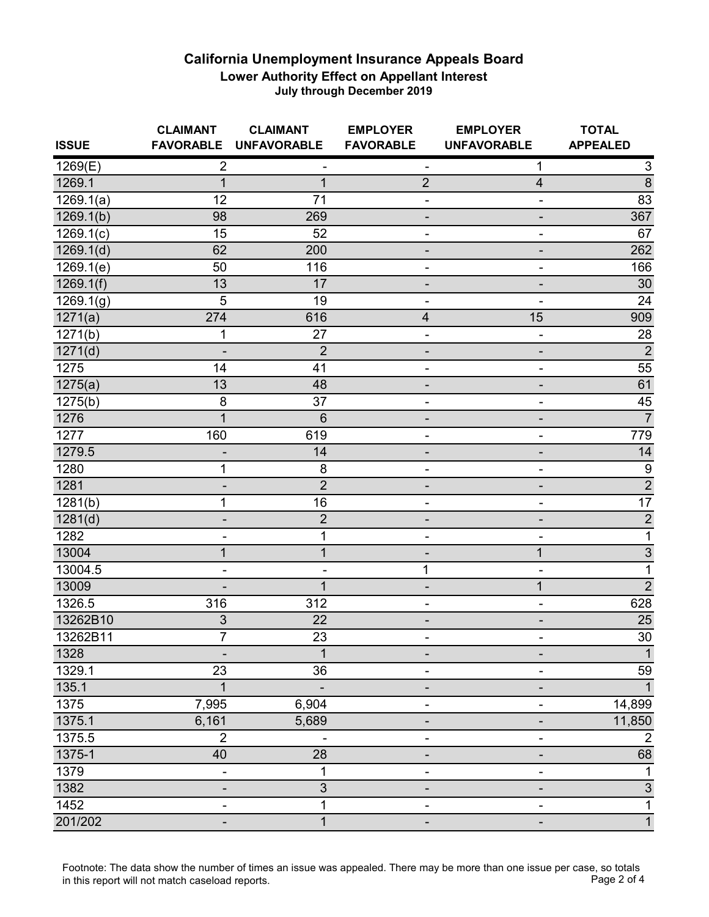# California Unemployment Insurance Appeals Board

## Lower Authority Effect on Appellant Interest

### July through December 2019

| ISSUE | CLAIMANT FAVORABLE | CLAIMANT UNFAVORABLE | EMPLOYER FAVORABLE | EMPLOYER UNFAVORABLE | TOTAL APPEALED |
|---|---|---|---|---|---|
| 1269(E) | 2 | - | - | 1 | 3 |
| 1269.1 | 1 | 1 | 2 | 4 | 8 |
| 1269.1(a) | 12 | 71 | - | - | 83 |
| 1269.1(b) | 98 | 269 | - | - | 367 |
| 1269.1(c) | 15 | 52 | - | - | 67 |
| 1269.1(d) | 62 | 200 | - | - | 262 |
| 1269.1(e) | 50 | 116 | - | - | 166 |
| 1269.1(f) | 13 | 17 | - | - | 30 |
| 1269.1(g) | 5 | 19 | - | - | 24 |
| 1271(a) | 274 | 616 | 4 | 15 | 909 |
| 1271(b) | 1 | 27 | - | - | 28 |
| 1271(d) | - | 2 | - | - | 2 |
| 1275 | 14 | 41 | - | - | 55 |
| 1275(a) | 13 | 48 | - | - | 61 |
| 1275(b) | 8 | 37 | - | - | 45 |
| 1276 | 1 | 6 | - | - | 7 |
| 1277 | 160 | 619 | - | - | 779 |
| 1279.5 | - | 14 | - | - | 14 |
| 1280 | 1 | 8 | - | - | 9 |
| 1281 | - | 2 | - | - | 2 |
| 1281(b) | 1 | 16 | - | - | 17 |
| 1281(d) | - | 2 | - | - | 2 |
| 1282 | - | 1 | - | - | 1 |
| 13004 | 1 | 1 | - | 1 | 3 |
| 13004.5 | - | - | 1 | - | 1 |
| 13009 | - | 1 | - | 1 | 2 |
| 1326.5 | 316 | 312 | - | - | 628 |
| 13262B10 | 3 | 22 | - | - | 25 |
| 13262B11 | 7 | 23 | - | - | 30 |
| 1328 | - | 1 | - | - | 1 |
| 1329.1 | 23 | 36 | - | - | 59 |
| 135.1 | 1 | - | - | - | 1 |
| 1375 | 7,995 | 6,904 | - | - | 14,899 |
| 1375.1 | 6,161 | 5,689 | - | - | 11,850 |
| 1375.5 | 2 | - | - | - | 2 |
| 1375-1 | 40 | 28 | - | - | 68 |
| 1379 | - | 1 | - | - | 1 |
| 1382 | - | 3 | - | - | 3 |
| 1452 | - | 1 | - | - | 1 |
| 201/202 | - | 1 | - | - | 1 |

Footnote: The data show the number of times an issue was appealed. There may be more than one issue per case, so totals in this report will not match caseload reports.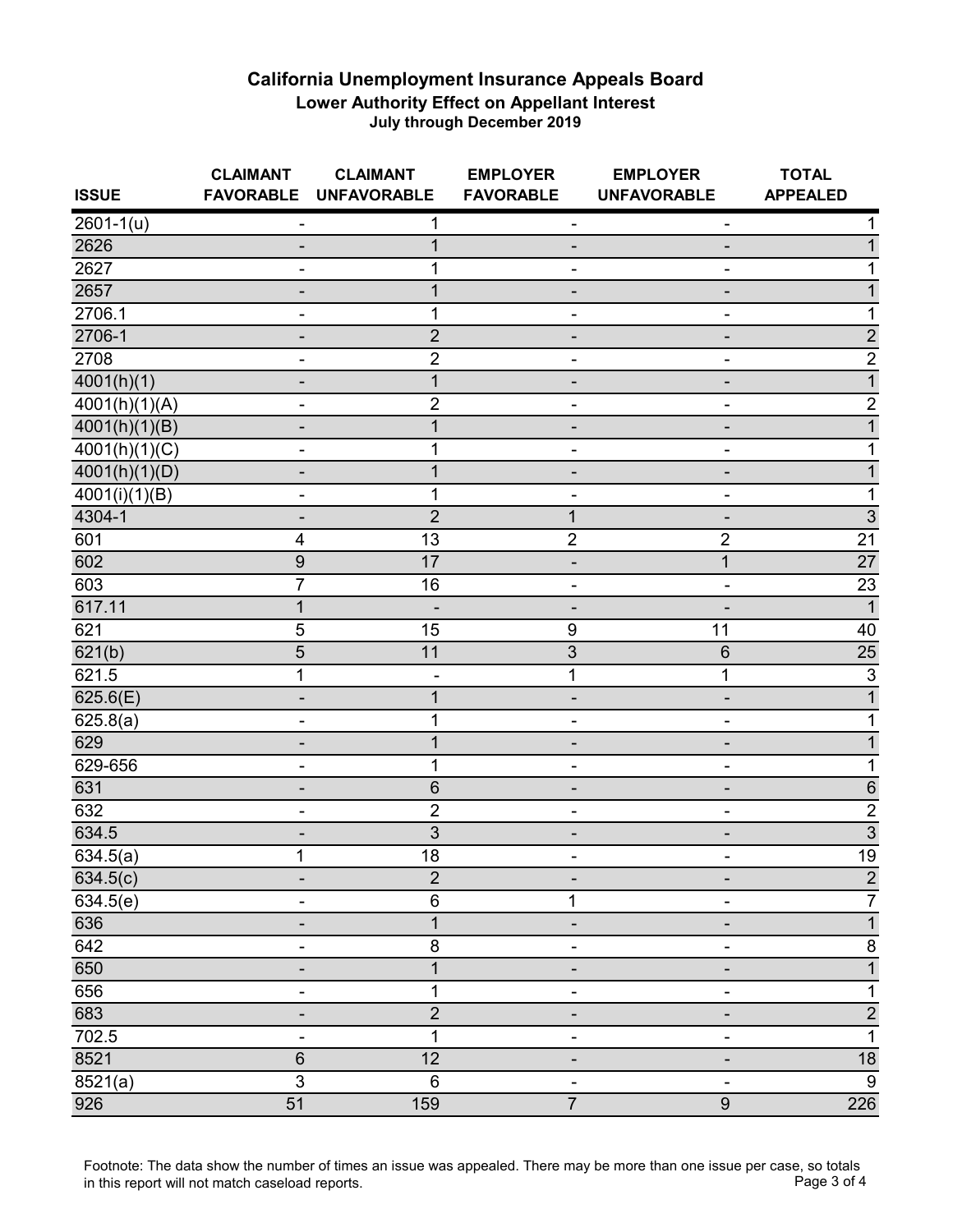# California Unemployment Insurance Appeals Board

## Lower Authority Effect on Appellant Interest

### July through December 2019

| ISSUE | CLAIMANT FAVORABLE | CLAIMANT UNFAVORABLE | EMPLOYER FAVORABLE | EMPLOYER UNFAVORABLE | TOTAL APPEALED |
|---|---|---|---|---|---|
| 2601-1(u) | - | 1 | - | - | 1 |
| 2626 | - | 1 | - | - | 1 |
| 2627 | - | 1 | - | - | 1 |
| 2657 | - | 1 | - | - | 1 |
| 2706.1 | - | 1 | - | - | 1 |
| 2706-1 | - | 2 | - | - | 2 |
| 2708 | - | 2 | - | - | 2 |
| 4001(h)(1) | - | 1 | - | - | 1 |
| 4001(h)(1)(A) | - | 2 | - | - | 2 |
| 4001(h)(1)(B) | - | 1 | - | - | 1 |
| 4001(h)(1)(C) | - | 1 | - | - | 1 |
| 4001(h)(1)(D) | - | 1 | - | - | 1 |
| 4001(i)(1)(B) | - | 1 | - | - | 1 |
| 4304-1 | - | 2 | 1 | - | 3 |
| 601 | 4 | 13 | 2 | 2 | 21 |
| 602 | 9 | 17 | - | 1 | 27 |
| 603 | 7 | 16 | - | - | 23 |
| 617.11 | 1 | - | - | - | 1 |
| 621 | 5 | 15 | 9 | 11 | 40 |
| 621(b) | 5 | 11 | 3 | 6 | 25 |
| 621.5 | 1 | - | 1 | 1 | 3 |
| 625.6(E) | - | 1 | - | - | 1 |
| 625.8(a) | - | 1 | - | - | 1 |
| 629 | - | 1 | - | - | 1 |
| 629-656 | - | 1 | - | - | 1 |
| 631 | - | 6 | - | - | 6 |
| 632 | - | 2 | - | - | 2 |
| 634.5 | - | 3 | - | - | 3 |
| 634.5(a) | 1 | 18 | - | - | 19 |
| 634.5(c) | - | 2 | - | - | 2 |
| 634.5(e) | - | 6 | 1 | - | 7 |
| 636 | - | 1 | - | - | 1 |
| 642 | - | 8 | - | - | 8 |
| 650 | - | 1 | - | - | 1 |
| 656 | - | 1 | - | - | 1 |
| 683 | - | 2 | - | - | 2 |
| 702.5 | - | 1 | - | - | 1 |
| 8521 | 6 | 12 | - | - | 18 |
| 8521(a) | 3 | 6 | - | - | 9 |
| 926 | 51 | 159 | 7 | 9 | 226 |

Footnote: The data show the number of times an issue was appealed. There may be more than one issue per case, so totals in this report will not match caseload reports.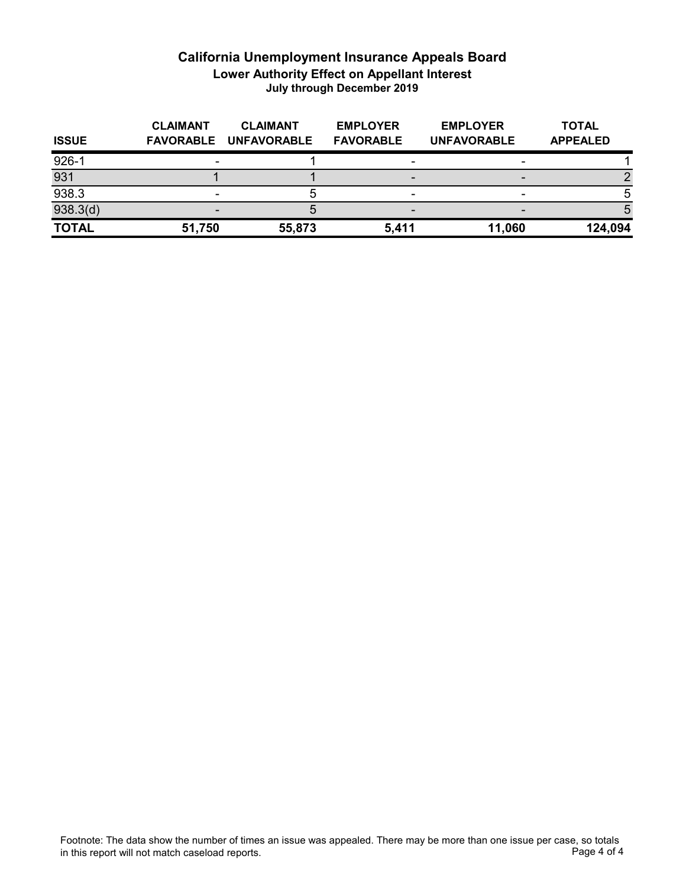## California Unemployment Insurance Appeals Board

### Lower Authority Effect on Appellant Interest

**July through December 2019**

| ISSUE | CLAIMANT FAVORABLE | CLAIMANT UNFAVORABLE | EMPLOYER FAVORABLE | EMPLOYER UNFAVORABLE | TOTAL APPEALED |
|---|---|---|---|---|---|
| 926-1 | - | 1 | - | - | 1 |
| 931 | 1 | 1 | - | - | 2 |
| 938.3 | - | 5 | - | - | 5 |
| 938.3(d) | - | 5 | - | - | 5 |
| **TOTAL** | **51,750** | **55,873** | **5,411** | **11,060** | **124,094** |

Footnote: The data show the number of times an issue was appealed. There may be more than one issue per case, so totals in this report will not match caseload reports.